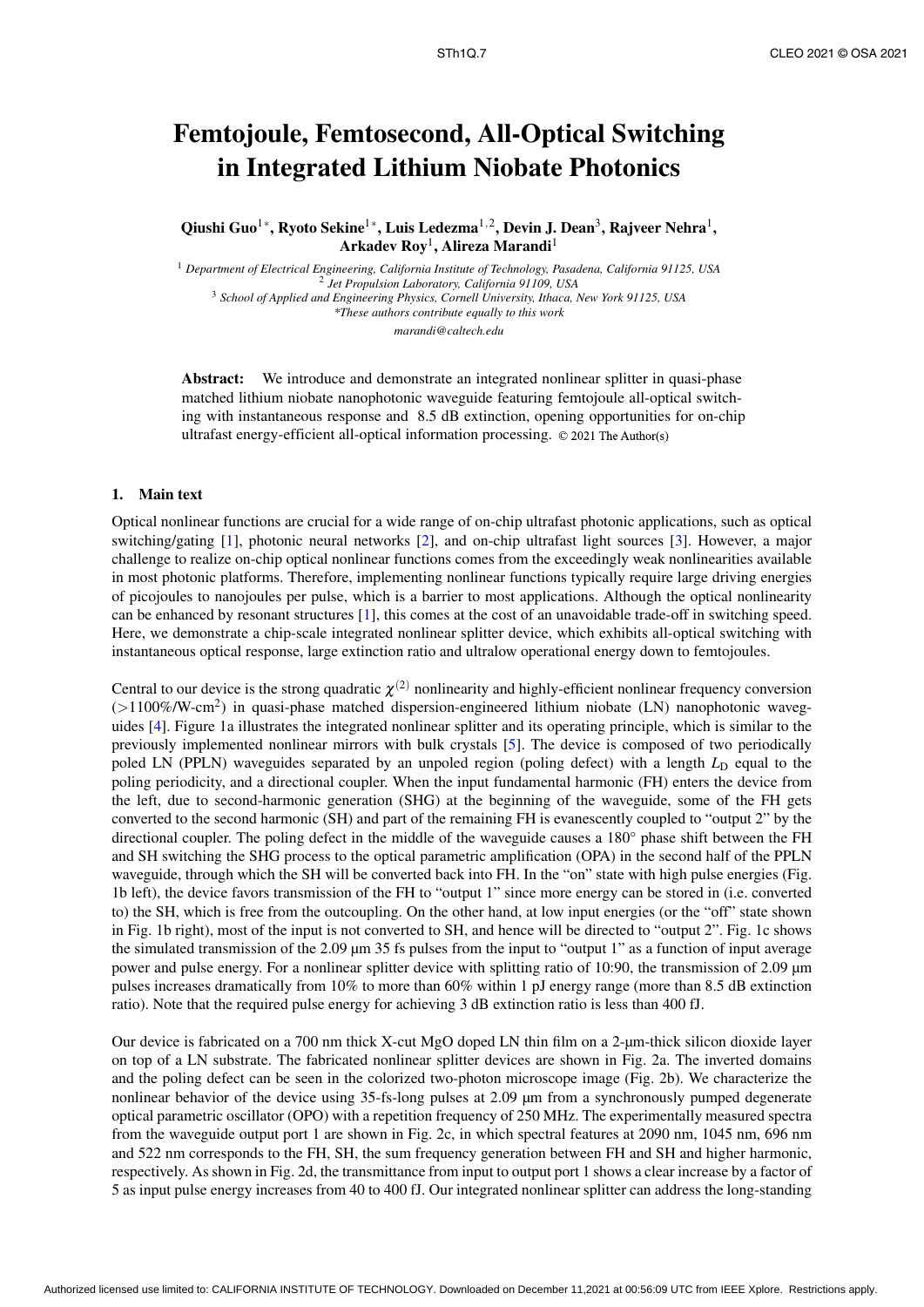# Femtojoule, Femtosecond, All-Optical Switching in Integrated Lithium Niobate Photonics

**Qiushi Guo[1*], Ryoto Sekine[1*], Luis Ledezma[1,2], Devin J. Dean[3], Rajveer Nehra[1], Arkadev Roy[1], Alireza Marandi[1]**

[1] *Department of Electrical Engineering, California Institute of Technology, Pasadena, California 91125, USA*
[2] *Jet Propulsion Laboratory, California 91109, USA*
[3] *School of Applied and Engineering Physics, Cornell University, Ithaca, New York 91125, USA*
*\*These authors contribute equally to this work*
*marandi@caltech.edu*

**Abstract:** We introduce and demonstrate an integrated nonlinear splitter in quasi-phase matched lithium niobate nanophotonic waveguide featuring femtojoule all-optical switching with instantaneous response and 8.5 dB extinction, opening opportunities for on-chip ultrafast energy-efficient all-optical information processing. © 2021 The Author(s)

## 1. Main text

Optical nonlinear functions are crucial for a wide range of on-chip ultrafast photonic applications, such as optical switching/gating [1], photonic neural networks [2], and on-chip ultrafast light sources [3]. However, a major challenge to realize on-chip optical nonlinear functions comes from the exceedingly weak nonlinearities available in most photonic platforms. Therefore, implementing nonlinear functions typically require large driving energies of picojoules to nanojoules per pulse, which is a barrier to most applications. Although the optical nonlinearity can be enhanced by resonant structures [1], this comes at the cost of an unavoidable trade-off in switching speed. Here, we demonstrate a chip-scale integrated nonlinear splitter device, which exhibits all-optical switching with instantaneous optical response, large extinction ratio and ultralow operational energy down to femtojoules.

Central to our device is the strong quadratic $\chi^{(2)}$ nonlinearity and highly-efficient nonlinear frequency conversion (>1100%/W-cm$^2$) in quasi-phase matched dispersion-engineered lithium niobate (LN) nanophotonic waveguides [4]. Figure 1a illustrates the integrated nonlinear splitter and its operating principle, which is similar to the previously implemented nonlinear mirrors with bulk crystals [5]. The device is composed of two periodically poled LN (PPLN) waveguides separated by an unpoled region (poling defect) with a length $L_D$ equal to the poling periodicity, and a directional coupler. When the input fundamental harmonic (FH) enters the device from the left, due to second-harmonic generation (SHG) at the beginning of the waveguide, some of the FH gets converted to the second harmonic (SH) and part of the remaining FH is evanescently coupled to "output 2" by the directional coupler. The poling defect in the middle of the waveguide causes a 180° phase shift between the FH and SH switching the SHG process to the optical parametric amplification (OPA) in the second half of the PPLN waveguide, through which the SH will be converted back into FH. In the "on" state with high pulse energies (Fig. 1b left), the device favors transmission of the FH to "output 1" since more energy can be stored in (i.e. converted to) the SH, which is free from the outcoupling. On the other hand, at low input energies (or the "off" state shown in Fig. 1b right), most of the input is not converted to SH, and hence will be directed to "output 2". Fig. 1c shows the simulated transmission of the 2.09 µm 35 fs pulses from the input to "output 1" as a function of input average power and pulse energy. For a nonlinear splitter device with splitting ratio of 10:90, the transmission of 2.09 µm pulses increases dramatically from 10% to more than 60% within 1 pJ energy range (more than 8.5 dB extinction ratio). Note that the required pulse energy for achieving 3 dB extinction ratio is less than 400 fJ.

Our device is fabricated on a 700 nm thick X-cut MgO doped LN thin film on a 2-µm-thick silicon dioxide layer on top of a LN substrate. The fabricated nonlinear splitter devices are shown in Fig. 2a. The inverted domains and the poling defect can be seen in the colorized two-photon microscope image (Fig. 2b). We characterize the nonlinear behavior of the device using 35-fs-long pulses at 2.09 µm from a synchronously pumped degenerate optical parametric oscillator (OPO) with a repetition frequency of 250 MHz. The experimentally measured spectra from the waveguide output port 1 are shown in Fig. 2c, in which spectral features at 2090 nm, 1045 nm, 696 nm and 522 nm corresponds to the FH, SH, the sum frequency generation between FH and SH and higher harmonic, respectively. As shown in Fig. 2d, the transmittance from input to output port 1 shows a clear increase by a factor of 5 as input pulse energy increases from 40 to 400 fJ. Our integrated nonlinear splitter can address the long-standing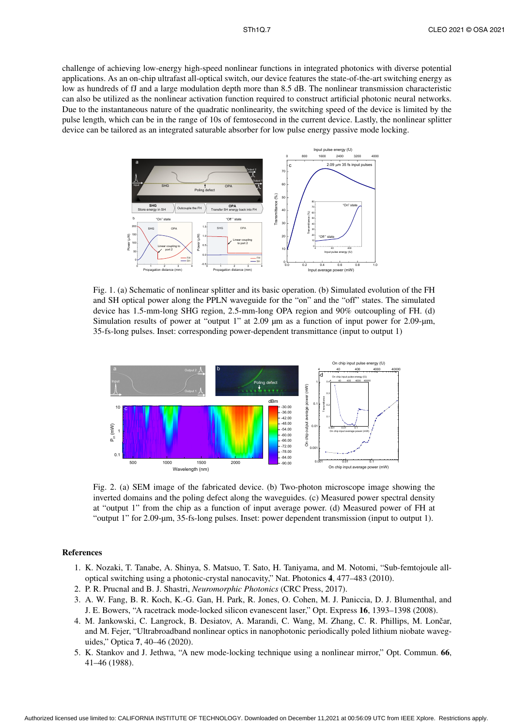challenge of achieving low-energy high-speed nonlinear functions in integrated photonics with diverse potential applications. As an on-chip ultrafast all-optical switch, our device features the state-of-the-art switching energy as low as hundreds of fJ and a large modulation depth more than 8.5 dB. The nonlinear transmission characteristic can also be utilized as the nonlinear activation function required to construct artificial photonic neural networks. Due to the instantaneous nature of the quadratic nonlinearity, the switching speed of the device is limited by the pulse length, which can be in the range of 10s of femtosecond in the current device. Lastly, the nonlinear splitter device can be tailored as an integrated saturable absorber for low pulse energy passive mode locking.

a
Input
SHG
Poling defect
OPA
Output 2
Output 1
SHG
Store energy in SH
Outcouple the FH
OPA
Transfer SH energy back into FH

b
"On" state
SHG
OPA
Linear coupling to port 2
Power (μW)
Propagation distance (mm)
FW
SH
"Off" state
SHG
OPA
Linear coupling to port 2
Power (μW)
Propagation distance (mm)
FW
SH

c
Input pulse energy (fJ)
0 800 1600 2400 3200 4000
2.09 μm 35 fs input pulses
Transmittance (%)
Input average power (mW)
"On" state
"Off" state
Transmittance (%)
Input pulse energy (fJ)

Fig. 1. (a) Schematic of nonlinear splitter and its basic operation. (b) Simulated evolution of the FH and SH optical power along the PPLN waveguide for the "on" and the "off" states. The simulated device has 1.5-mm-long SHG region, 2.5-mm-long OPA region and 90% outcoupling of FH. (d) Simulation results of power at "output 1" at 2.09 μm as a function of input power for 2.09-μm, 35-fs-long pulses. Inset: corresponding power-dependent transmittance (input to output 1)

a
Input
Output 2
Output 1

b
Poling defect

c
$P_{in}$ (mW)
Wavelength (nm)
dBm
-30.00
-36.00
-42.00
-48.00
-54.00
-60.00
-66.00
-72.00
-78.00
-84.00
-90.00

d
On chip input pulse energy (fJ)
4 40 400 4000 40000
On chip output average power (mW)
On chip input average power (mW)
On chip input pulse energy (fJ)
Transmittance
On chip input average power (mW)

Fig. 2. (a) SEM image of the fabricated device. (b) Two-photon microscope image showing the inverted domains and the poling defect along the waveguides. (c) Measured power spectral density at "output 1" from the chip as a function of input average power. (d) Measured power of FH at "output 1" for 2.09-μm, 35-fs-long pulses. Inset: power dependent transmission (input to output 1).

## References

1. K. Nozaki, T. Tanabe, A. Shinya, S. Matsuo, T. Sato, H. Taniyama, and M. Notomi, "Sub-femtojoule all-optical switching using a photonic-crystal nanocavity," Nat. Photonics **4**, 477–483 (2010).
2. P. R. Prucnal and B. J. Shastri, *Neuromorphic Photonics* (CRC Press, 2017).
3. A. W. Fang, B. R. Koch, K.-G. Gan, H. Park, R. Jones, O. Cohen, M. J. Paniccia, D. J. Blumenthal, and J. E. Bowers, "A racetrack mode-locked silicon evanescent laser," Opt. Express **16**, 1393–1398 (2008).
4. M. Jankowski, C. Langrock, B. Desiatov, A. Marandi, C. Wang, M. Zhang, C. R. Phillips, M. Lončar, and M. Fejer, "Ultrabroadband nonlinear optics in nanophotonic periodically poled lithium niobate waveguides," Optica **7**, 40–46 (2020).
5. K. Stankov and J. Jethwa, "A new mode-locking technique using a nonlinear mirror," Opt. Commun. **66**, 41–46 (1988).